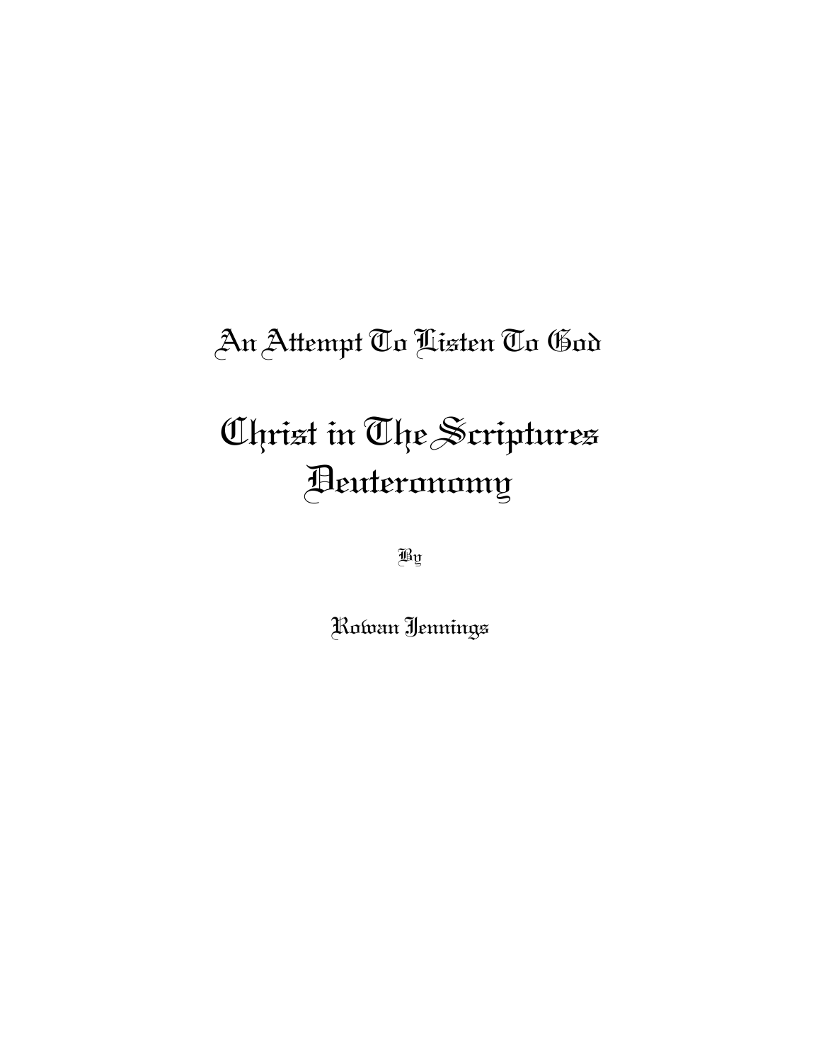## An Attempt To Listen To God

# Christ in The Scriptures
# Deuteronomy

By

**Rowan Jennings**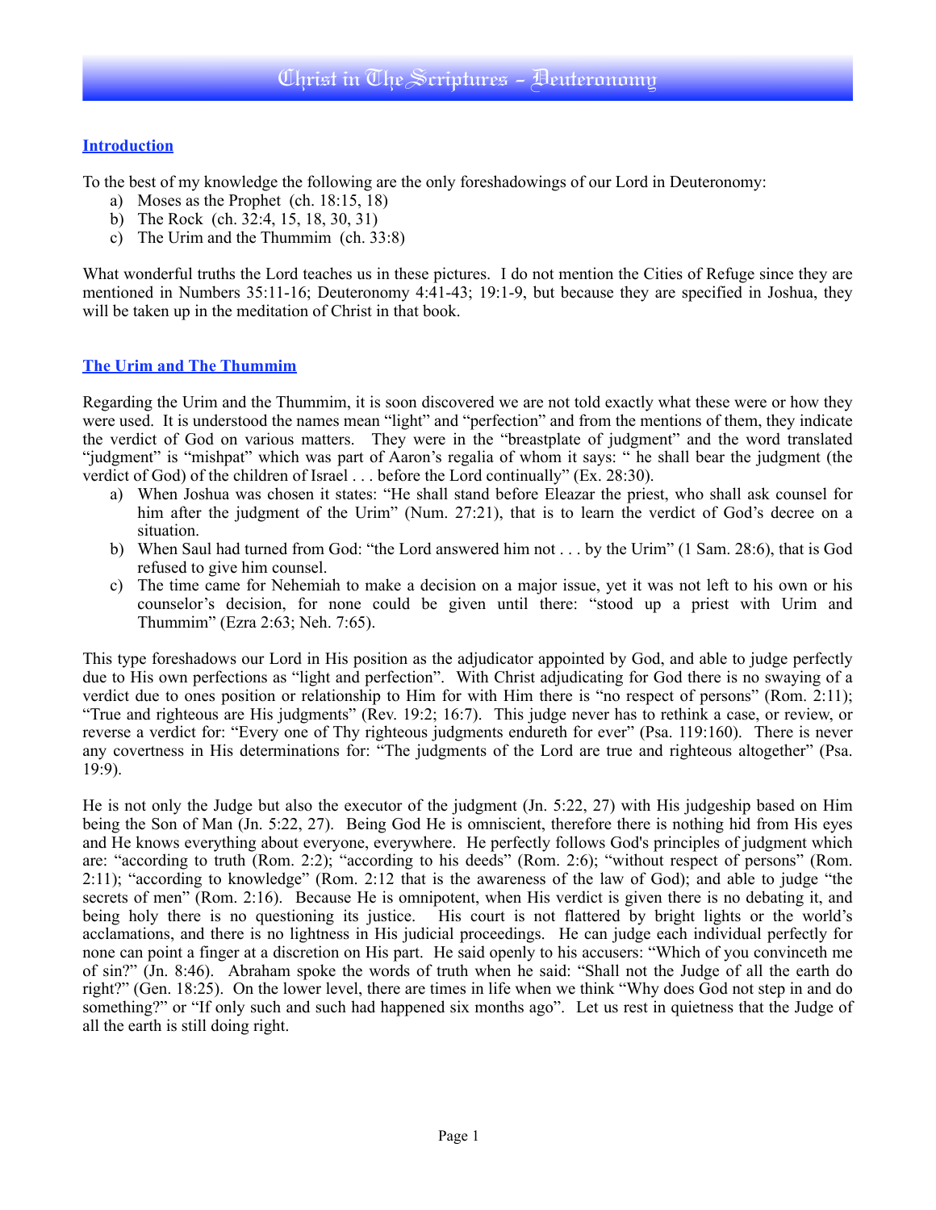# Christ in The Scriptures - Deuteronomy

## Introduction

To the best of my knowledge the following are the only foreshadowings of our Lord in Deuteronomy:

a) Moses as the Prophet (ch. 18:15, 18)
b) The Rock (ch. 32:4, 15, 18, 30, 31)
c) The Urim and the Thummim (ch. 33:8)

What wonderful truths the Lord teaches us in these pictures. I do not mention the Cities of Refuge since they are mentioned in Numbers 35:11-16; Deuteronomy 4:41-43; 19:1-9, but because they are specified in Joshua, they will be taken up in the meditation of Christ in that book.

## The Urim and The Thummim

Regarding the Urim and the Thummim, it is soon discovered we are not told exactly what these were or how they were used. It is understood the names mean "light" and "perfection" and from the mentions of them, they indicate the verdict of God on various matters. They were in the "breastplate of judgment" and the word translated "judgment" is "mishpat" which was part of Aaron's regalia of whom it says: " he shall bear the judgment (the verdict of God) of the children of Israel . . . before the Lord continually" (Ex. 28:30).

a) When Joshua was chosen it states: "He shall stand before Eleazar the priest, who shall ask counsel for him after the judgment of the Urim" (Num. 27:21), that is to learn the verdict of God's decree on a situation.
b) When Saul had turned from God: "the Lord answered him not . . . by the Urim" (1 Sam. 28:6), that is God refused to give him counsel.
c) The time came for Nehemiah to make a decision on a major issue, yet it was not left to his own or his counselor's decision, for none could be given until there: "stood up a priest with Urim and Thummim" (Ezra 2:63; Neh. 7:65).

This type foreshadows our Lord in His position as the adjudicator appointed by God, and able to judge perfectly due to His own perfections as "light and perfection". With Christ adjudicating for God there is no swaying of a verdict due to ones position or relationship to Him for with Him there is "no respect of persons" (Rom. 2:11); "True and righteous are His judgments" (Rev. 19:2; 16:7). This judge never has to rethink a case, or review, or reverse a verdict for: "Every one of Thy righteous judgments endureth for ever" (Psa. 119:160). There is never any covertness in His determinations for: "The judgments of the Lord are true and righteous altogether" (Psa. 19:9).

He is not only the Judge but also the executor of the judgment (Jn. 5:22, 27) with His judgeship based on Him being the Son of Man (Jn. 5:22, 27). Being God He is omniscient, therefore there is nothing hid from His eyes and He knows everything about everyone, everywhere. He perfectly follows God's principles of judgment which are: "according to truth (Rom. 2:2); "according to his deeds" (Rom. 2:6); "without respect of persons" (Rom. 2:11); "according to knowledge" (Rom. 2:12 that is the awareness of the law of God); and able to judge "the secrets of men" (Rom. 2:16). Because He is omnipotent, when His verdict is given there is no debating it, and being holy there is no questioning its justice. His court is not flattered by bright lights or the world's acclamations, and there is no lightness in His judicial proceedings. He can judge each individual perfectly for none can point a finger at a discretion on His part. He said openly to his accusers: "Which of you convinceth me of sin?" (Jn. 8:46). Abraham spoke the words of truth when he said: "Shall not the Judge of all the earth do right?" (Gen. 18:25). On the lower level, there are times in life when we think "Why does God not step in and do something?" or "If only such and such had happened six months ago". Let us rest in quietness that the Judge of all the earth is still doing right.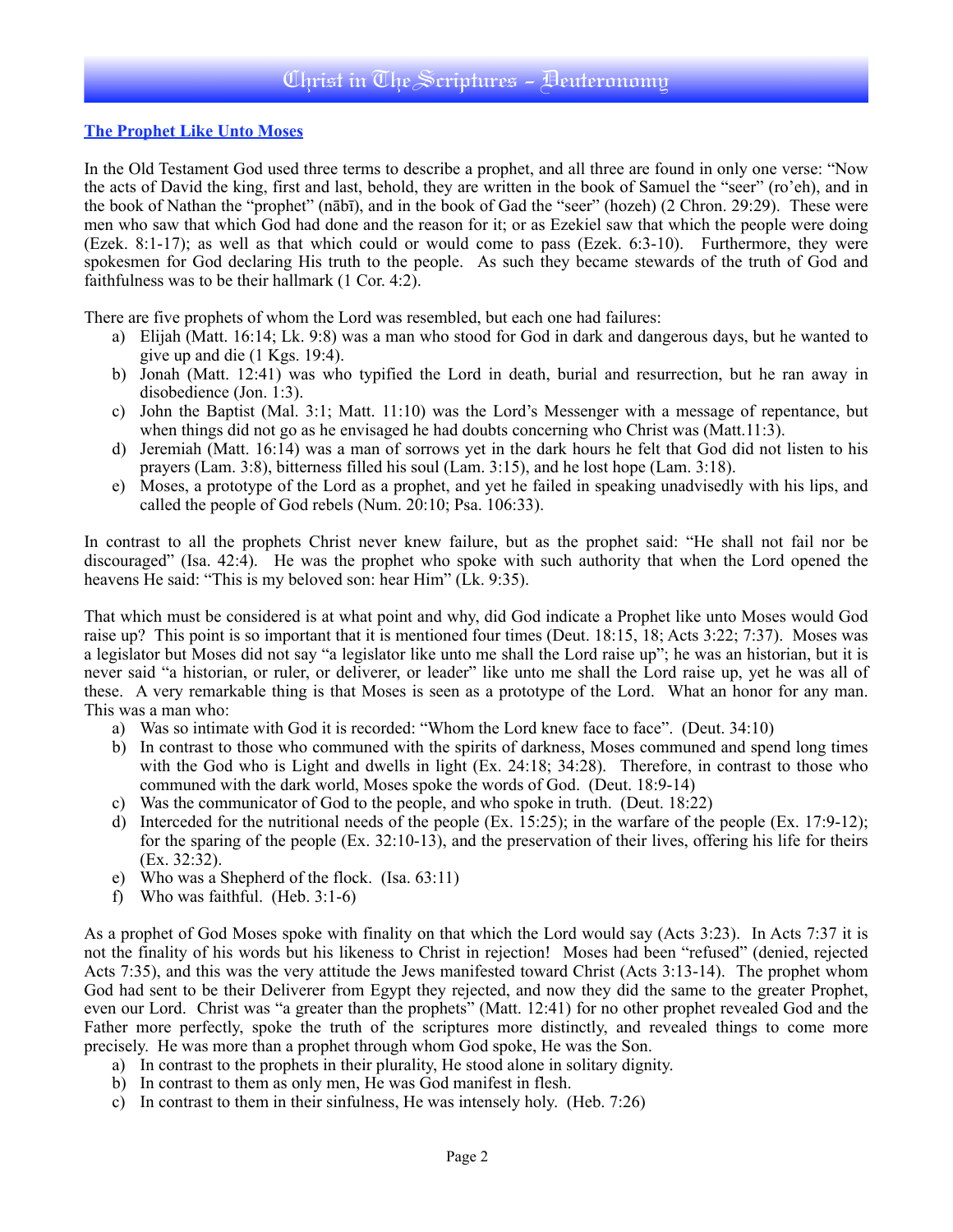## The Prophet Like Unto Moses

In the Old Testament God used three terms to describe a prophet, and all three are found in only one verse: "Now the acts of David the king, first and last, behold, they are written in the book of Samuel the "seer" (ro'eh), and in the book of Nathan the "prophet" (nābī), and in the book of Gad the "seer" (hozeh) (2 Chron. 29:29). These were men who saw that which God had done and the reason for it; or as Ezekiel saw that which the people were doing (Ezek. 8:1-17); as well as that which could or would come to pass (Ezek. 6:3-10). Furthermore, they were spokesmen for God declaring His truth to the people. As such they became stewards of the truth of God and faithfulness was to be their hallmark (1 Cor. 4:2).

There are five prophets of whom the Lord was resembled, but each one had failures:

a) Elijah (Matt. 16:14; Lk. 9:8) was a man who stood for God in dark and dangerous days, but he wanted to give up and die (1 Kgs. 19:4).
b) Jonah (Matt. 12:41) was who typified the Lord in death, burial and resurrection, but he ran away in disobedience (Jon. 1:3).
c) John the Baptist (Mal. 3:1; Matt. 11:10) was the Lord's Messenger with a message of repentance, but when things did not go as he envisaged he had doubts concerning who Christ was (Matt.11:3).
d) Jeremiah (Matt. 16:14) was a man of sorrows yet in the dark hours he felt that God did not listen to his prayers (Lam. 3:8), bitterness filled his soul (Lam. 3:15), and he lost hope (Lam. 3:18).
e) Moses, a prototype of the Lord as a prophet, and yet he failed in speaking unadvisedly with his lips, and called the people of God rebels (Num. 20:10; Psa. 106:33).

In contrast to all the prophets Christ never knew failure, but as the prophet said: "He shall not fail nor be discouraged" (Isa. 42:4). He was the prophet who spoke with such authority that when the Lord opened the heavens He said: "This is my beloved son: hear Him" (Lk. 9:35).

That which must be considered is at what point and why, did God indicate a Prophet like unto Moses would God raise up? This point is so important that it is mentioned four times (Deut. 18:15, 18; Acts 3:22; 7:37). Moses was a legislator but Moses did not say "a legislator like unto me shall the Lord raise up"; he was an historian, but it is never said "a historian, or ruler, or deliverer, or leader" like unto me shall the Lord raise up, yet he was all of these. A very remarkable thing is that Moses is seen as a prototype of the Lord. What an honor for any man. This was a man who:

a) Was so intimate with God it is recorded: "Whom the Lord knew face to face". (Deut. 34:10)
b) In contrast to those who communed with the spirits of darkness, Moses communed and spend long times with the God who is Light and dwells in light (Ex. 24:18; 34:28). Therefore, in contrast to those who communed with the dark world, Moses spoke the words of God. (Deut. 18:9-14)
c) Was the communicator of God to the people, and who spoke in truth. (Deut. 18:22)
d) Interceded for the nutritional needs of the people (Ex. 15:25); in the warfare of the people (Ex. 17:9-12); for the sparing of the people (Ex. 32:10-13), and the preservation of their lives, offering his life for theirs (Ex. 32:32).
e) Who was a Shepherd of the flock. (Isa. 63:11)
f) Who was faithful. (Heb. 3:1-6)

As a prophet of God Moses spoke with finality on that which the Lord would say (Acts 3:23). In Acts 7:37 it is not the finality of his words but his likeness to Christ in rejection! Moses had been "refused" (denied, rejected Acts 7:35), and this was the very attitude the Jews manifested toward Christ (Acts 3:13-14). The prophet whom God had sent to be their Deliverer from Egypt they rejected, and now they did the same to the greater Prophet, even our Lord. Christ was "a greater than the prophets" (Matt. 12:41) for no other prophet revealed God and the Father more perfectly, spoke the truth of the scriptures more distinctly, and revealed things to come more precisely. He was more than a prophet through whom God spoke, He was the Son.

a) In contrast to the prophets in their plurality, He stood alone in solitary dignity.
b) In contrast to them as only men, He was God manifest in flesh.
c) In contrast to them in their sinfulness, He was intensely holy. (Heb. 7:26)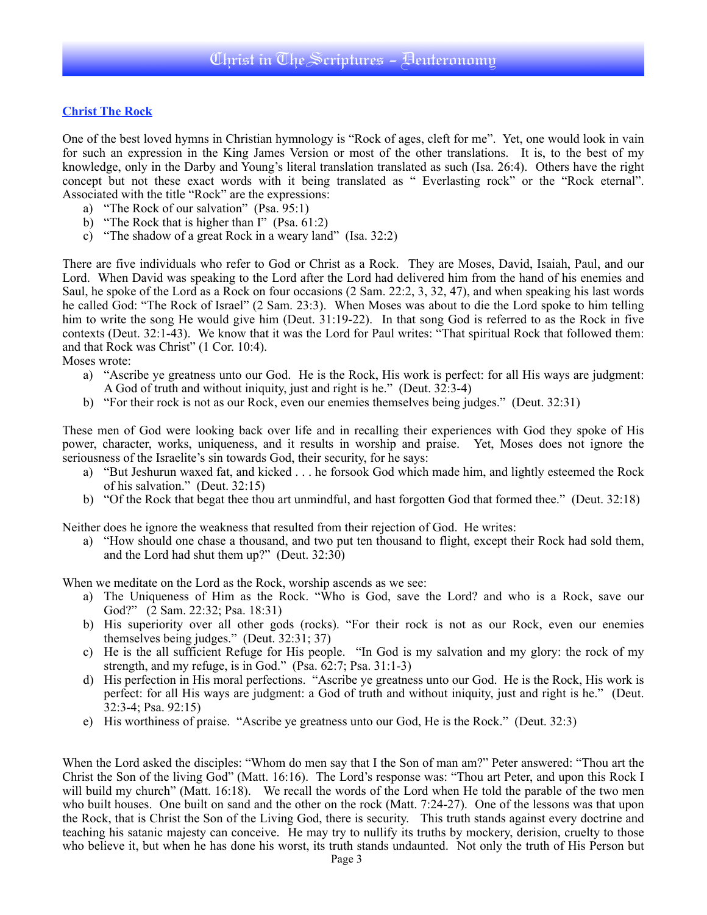## Christ The Rock

One of the best loved hymns in Christian hymnology is "Rock of ages, cleft for me". Yet, one would look in vain for such an expression in the King James Version or most of the other translations. It is, to the best of my knowledge, only in the Darby and Young's literal translation translated as such (Isa. 26:4). Others have the right concept but not these exact words with it being translated as " Everlasting rock" or the "Rock eternal". Associated with the title "Rock" are the expressions:

a) "The Rock of our salvation" (Psa. 95:1)
b) "The Rock that is higher than I" (Psa. 61:2)
c) "The shadow of a great Rock in a weary land" (Isa. 32:2)

There are five individuals who refer to God or Christ as a Rock. They are Moses, David, Isaiah, Paul, and our Lord. When David was speaking to the Lord after the Lord had delivered him from the hand of his enemies and Saul, he spoke of the Lord as a Rock on four occasions (2 Sam. 22:2, 3, 32, 47), and when speaking his last words he called God: "The Rock of Israel" (2 Sam. 23:3). When Moses was about to die the Lord spoke to him telling him to write the song He would give him (Deut. 31:19-22). In that song God is referred to as the Rock in five contexts (Deut. 32:1-43). We know that it was the Lord for Paul writes: "That spiritual Rock that followed them: and that Rock was Christ" (1 Cor. 10:4).
Moses wrote:

a) "Ascribe ye greatness unto our God. He is the Rock, His work is perfect: for all His ways are judgment: A God of truth and without iniquity, just and right is he." (Deut. 32:3-4)
b) "For their rock is not as our Rock, even our enemies themselves being judges." (Deut. 32:31)

These men of God were looking back over life and in recalling their experiences with God they spoke of His power, character, works, uniqueness, and it results in worship and praise. Yet, Moses does not ignore the seriousness of the Israelite's sin towards God, their security, for he says:

a) "But Jeshurun waxed fat, and kicked . . . he forsook God which made him, and lightly esteemed the Rock of his salvation." (Deut. 32:15)
b) "Of the Rock that begat thee thou art unmindful, and hast forgotten God that formed thee." (Deut. 32:18)

Neither does he ignore the weakness that resulted from their rejection of God. He writes:

a) "How should one chase a thousand, and two put ten thousand to flight, except their Rock had sold them, and the Lord had shut them up?" (Deut. 32:30)

When we meditate on the Lord as the Rock, worship ascends as we see:

a) The Uniqueness of Him as the Rock. "Who is God, save the Lord? and who is a Rock, save our God?" (2 Sam. 22:32; Psa. 18:31)
b) His superiority over all other gods (rocks). "For their rock is not as our Rock, even our enemies themselves being judges." (Deut. 32:31; 37)
c) He is the all sufficient Refuge for His people. "In God is my salvation and my glory: the rock of my strength, and my refuge, is in God." (Psa. 62:7; Psa. 31:1-3)
d) His perfection in His moral perfections. "Ascribe ye greatness unto our God. He is the Rock, His work is perfect: for all His ways are judgment: a God of truth and without iniquity, just and right is he." (Deut. 32:3-4; Psa. 92:15)
e) His worthiness of praise. "Ascribe ye greatness unto our God, He is the Rock." (Deut. 32:3)

When the Lord asked the disciples: "Whom do men say that I the Son of man am?" Peter answered: "Thou art the Christ the Son of the living God" (Matt. 16:16). The Lord's response was: "Thou art Peter, and upon this Rock I will build my church" (Matt. 16:18). We recall the words of the Lord when He told the parable of the two men who built houses. One built on sand and the other on the rock (Matt. 7:24-27). One of the lessons was that upon the Rock, that is Christ the Son of the Living God, there is security. This truth stands against every doctrine and teaching his satanic majesty can conceive. He may try to nullify its truths by mockery, derision, cruelty to those who believe it, but when he has done his worst, its truth stands undaunted. Not only the truth of His Person but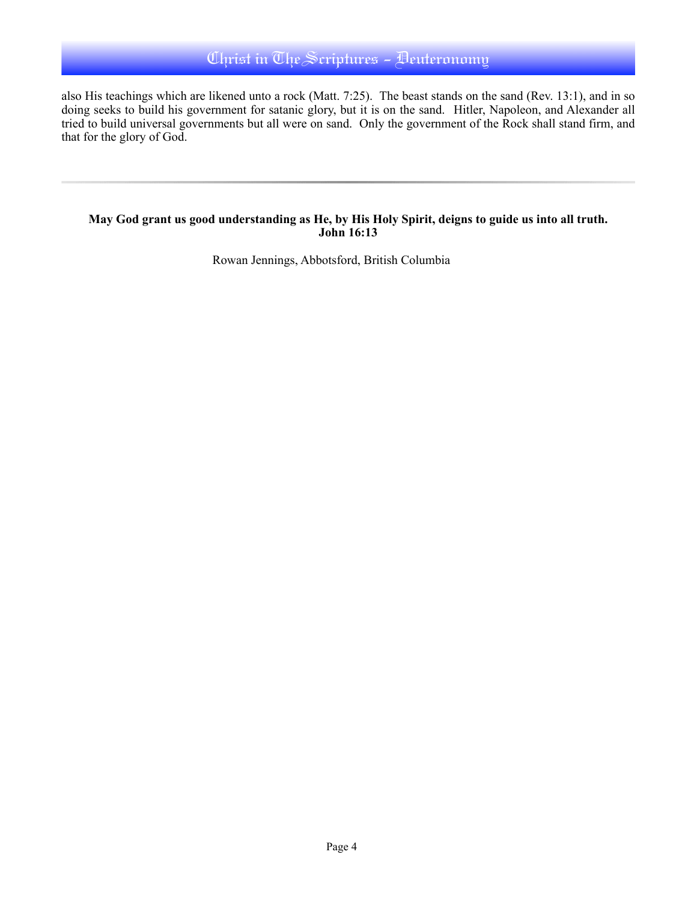also His teachings which are likened unto a rock (Matt. 7:25). The beast stands on the sand (Rev. 13:1), and in so doing seeks to build his government for satanic glory, but it is on the sand. Hitler, Napoleon, and Alexander all tried to build universal governments but all were on sand. Only the government of the Rock shall stand firm, and that for the glory of God.

---

**May God grant us good understanding as He, by His Holy Spirit, deigns to guide us into all truth.**
**John 16:13**

Rowan Jennings, Abbotsford, British Columbia